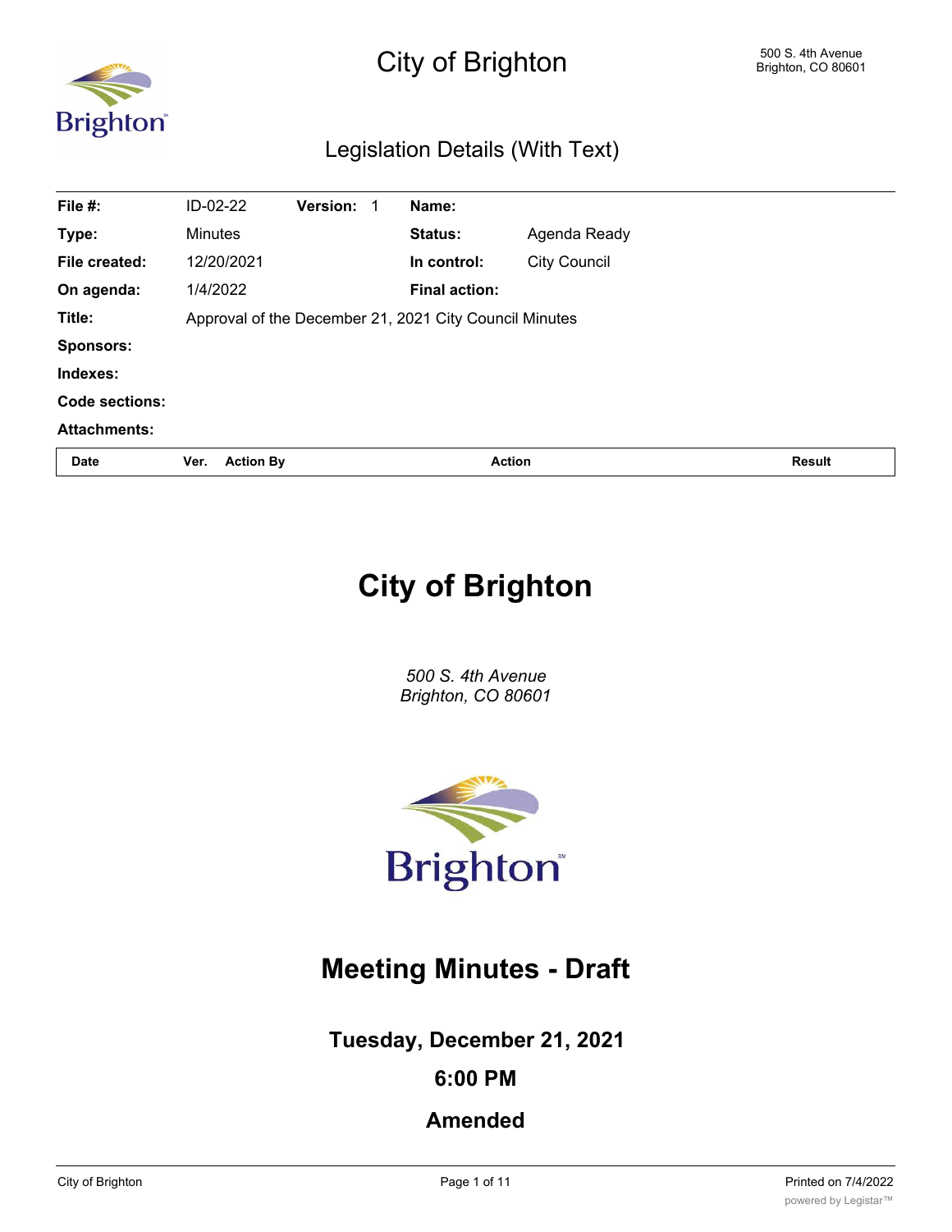# City of Brighton

500 S. 4th Avenue
Brighton, CO 80601

## Legislation Details (With Text)

| | | | | | |
|---|---|---|---|---|---|
| **File #:** | ID-02-22 | **Version:** 1 | **Name:** | | |
| **Type:** | Minutes | | **Status:** | Agenda Ready | |
| **File created:** | 12/20/2021 | | **In control:** | City Council | |
| **On agenda:** | 1/4/2022 | | **Final action:** | | |
| **Title:** | Approval of the December 21, 2021 City Council Minutes | | | | |
| **Sponsors:** | | | | | |
| **Indexes:** | | | | | |
| **Code sections:** | | | | | |
| **Attachments:** | | | | | |

| Date | Ver. | Action By | Action | Result |
|---|---|---|---|---|

# City of Brighton

*500 S. 4th Avenue*
*Brighton, CO 80601*

# Meeting Minutes - Draft

## Tuesday, December 21, 2021

## 6:00 PM

## Amended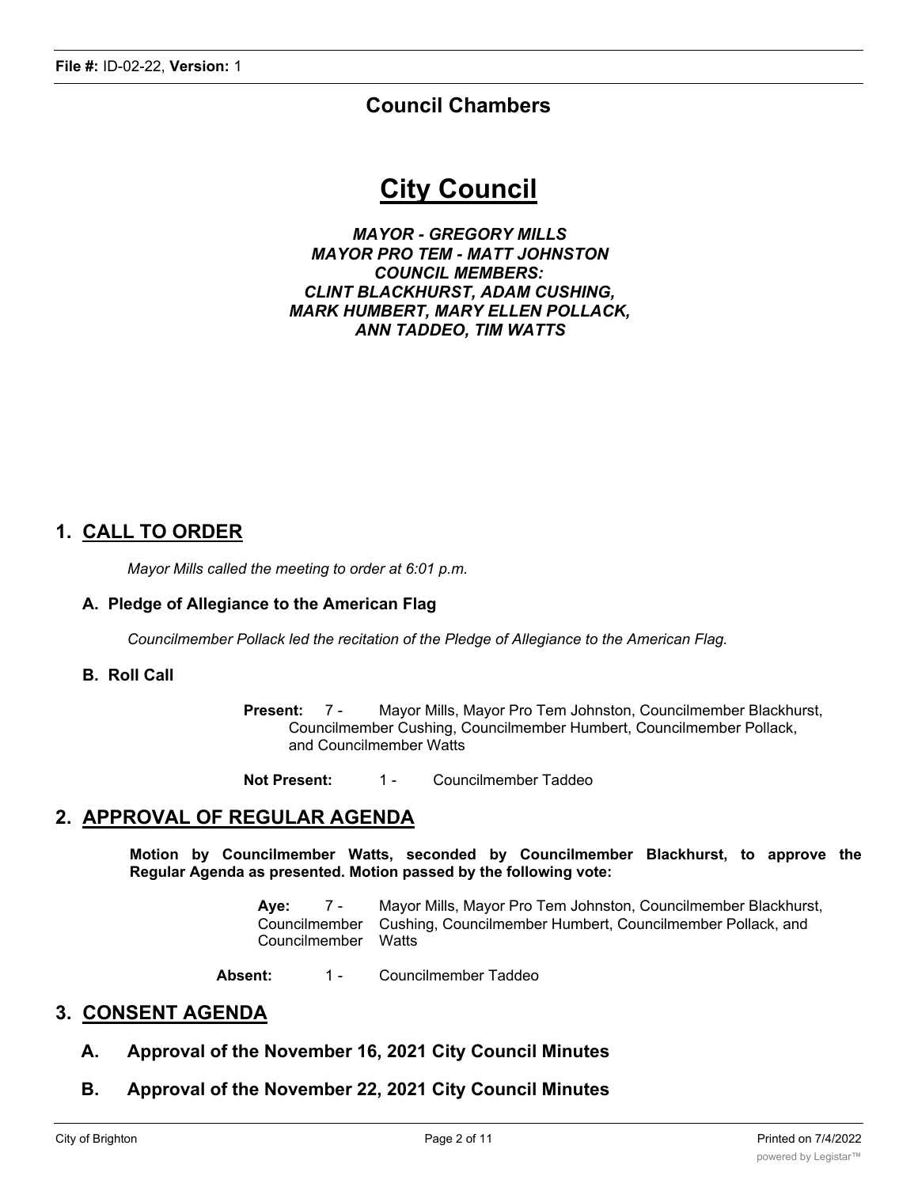**File #:** ID-02-22, **Version:** 1

## Council Chambers

# City Council

***MAYOR - GREGORY MILLS***
***MAYOR PRO TEM - MATT JOHNSTON***
***COUNCIL MEMBERS:***
***CLINT BLACKHURST, ADAM CUSHING,***
***MARK HUMBERT, MARY ELLEN POLLACK,***
***ANN TADDEO, TIM WATTS***

## 1. CALL TO ORDER

*Mayor Mills called the meeting to order at 6:01 p.m.*

### A. Pledge of Allegiance to the American Flag

*Councilmember Pollack led the recitation of the Pledge of Allegiance to the American Flag.*

### B. Roll Call

**Present:** 7 - Mayor Mills, Mayor Pro Tem Johnston, Councilmember Blackhurst, Councilmember Cushing, Councilmember Humbert, Councilmember Pollack, and Councilmember Watts

**Not Present:** 1 - Councilmember Taddeo

## 2. APPROVAL OF REGULAR AGENDA

**Motion by Councilmember Watts, seconded by Councilmember Blackhurst, to approve the Regular Agenda as presented. Motion passed by the following vote:**

**Aye:** 7 - Mayor Mills, Mayor Pro Tem Johnston, Councilmember Blackhurst, Councilmember Cushing, Councilmember Humbert, Councilmember Pollack, and Councilmember Watts

**Absent:** 1 - Councilmember Taddeo

## 3. CONSENT AGENDA

### A. Approval of the November 16, 2021 City Council Minutes

### B. Approval of the November 22, 2021 City Council Minutes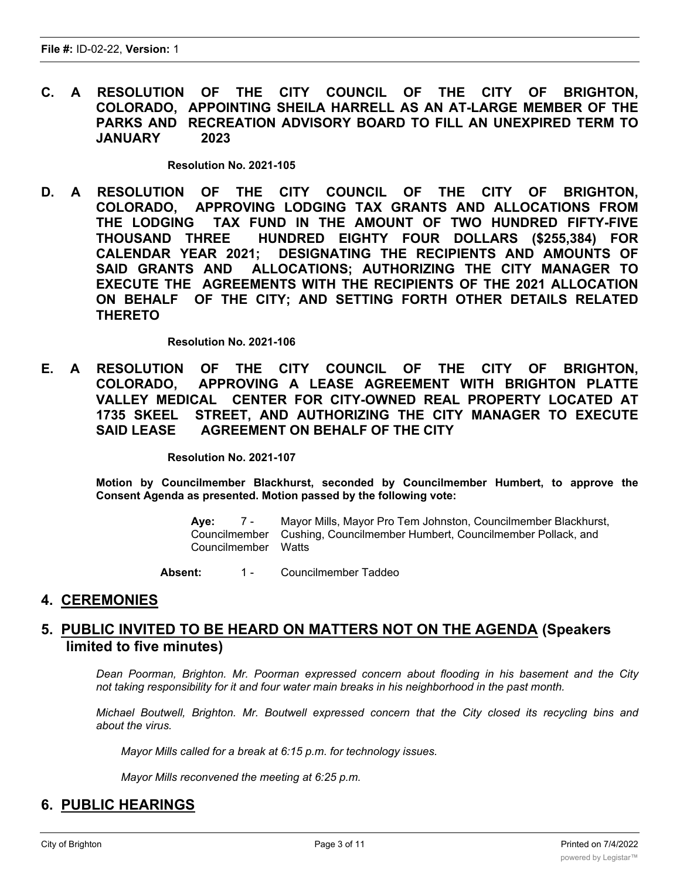**C. A RESOLUTION OF THE CITY COUNCIL OF THE CITY OF BRIGHTON, COLORADO, APPOINTING SHEILA HARRELL AS AN AT-LARGE MEMBER OF THE PARKS AND RECREATION ADVISORY BOARD TO FILL AN UNEXPIRED TERM TO JANUARY 2023**

**Resolution No. 2021-105**

**D. A RESOLUTION OF THE CITY COUNCIL OF THE CITY OF BRIGHTON, COLORADO, APPROVING LODGING TAX GRANTS AND ALLOCATIONS FROM THE LODGING TAX FUND IN THE AMOUNT OF TWO HUNDRED FIFTY-FIVE THOUSAND THREE HUNDRED EIGHTY FOUR DOLLARS ($255,384) FOR CALENDAR YEAR 2021; DESIGNATING THE RECIPIENTS AND AMOUNTS OF SAID GRANTS AND ALLOCATIONS; AUTHORIZING THE CITY MANAGER TO EXECUTE THE AGREEMENTS WITH THE RECIPIENTS OF THE 2021 ALLOCATION ON BEHALF OF THE CITY; AND SETTING FORTH OTHER DETAILS RELATED THERETO**

**Resolution No. 2021-106**

**E. A RESOLUTION OF THE CITY COUNCIL OF THE CITY OF BRIGHTON, COLORADO, APPROVING A LEASE AGREEMENT WITH BRIGHTON PLATTE VALLEY MEDICAL CENTER FOR CITY-OWNED REAL PROPERTY LOCATED AT 1735 SKEEL STREET, AND AUTHORIZING THE CITY MANAGER TO EXECUTE SAID LEASE AGREEMENT ON BEHALF OF THE CITY**

**Resolution No. 2021-107**

**Motion by Councilmember Blackhurst, seconded by Councilmember Humbert, to approve the Consent Agenda as presented. Motion passed by the following vote:**

**Aye:** 7 - Mayor Mills, Mayor Pro Tem Johnston, Councilmember Blackhurst, Councilmember Cushing, Councilmember Humbert, Councilmember Pollack, and Councilmember Watts

**Absent:** 1 - Councilmember Taddeo

## 4. CEREMONIES

## 5. PUBLIC INVITED TO BE HEARD ON MATTERS NOT ON THE AGENDA (Speakers limited to five minutes)

*Dean Poorman, Brighton. Mr. Poorman expressed concern about flooding in his basement and the City not taking responsibility for it and four water main breaks in his neighborhood in the past month.*

*Michael Boutwell, Brighton. Mr. Boutwell expressed concern that the City closed its recycling bins and about the virus.*

*Mayor Mills called for a break at 6:15 p.m. for technology issues.*

*Mayor Mills reconvened the meeting at 6:25 p.m.*

## 6. PUBLIC HEARINGS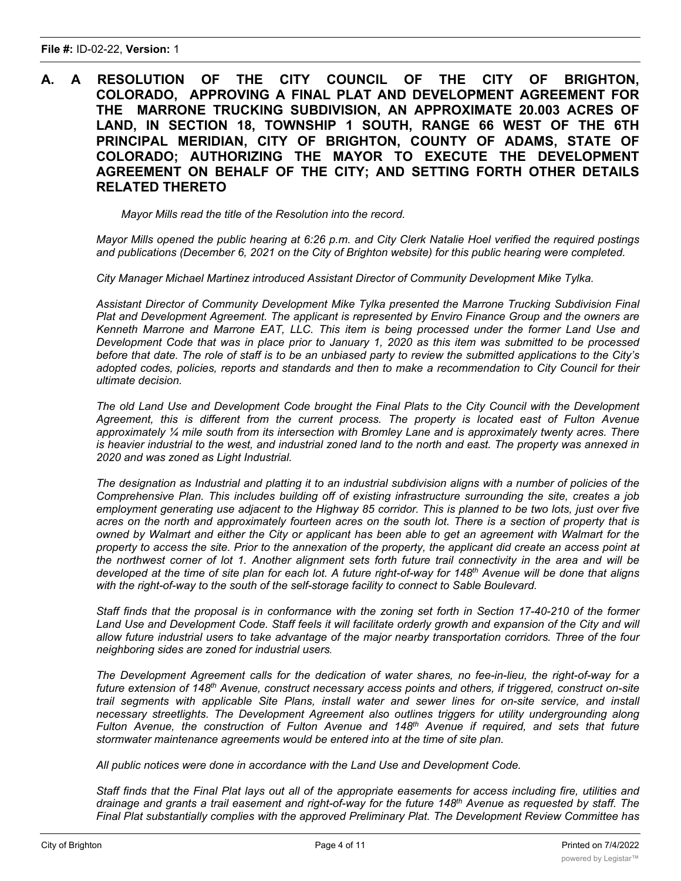**File #:** ID-02-22, **Version:** 1

**A. A RESOLUTION OF THE CITY COUNCIL OF THE CITY OF BRIGHTON, COLORADO, APPROVING A FINAL PLAT AND DEVELOPMENT AGREEMENT FOR THE MARRONE TRUCKING SUBDIVISION, AN APPROXIMATE 20.003 ACRES OF LAND, IN SECTION 18, TOWNSHIP 1 SOUTH, RANGE 66 WEST OF THE 6TH PRINCIPAL MERIDIAN, CITY OF BRIGHTON, COUNTY OF ADAMS, STATE OF COLORADO; AUTHORIZING THE MAYOR TO EXECUTE THE DEVELOPMENT AGREEMENT ON BEHALF OF THE CITY; AND SETTING FORTH OTHER DETAILS RELATED THERETO**

*Mayor Mills read the title of the Resolution into the record.*

*Mayor Mills opened the public hearing at 6:26 p.m. and City Clerk Natalie Hoel verified the required postings and publications (December 6, 2021 on the City of Brighton website) for this public hearing were completed.*

*City Manager Michael Martinez introduced Assistant Director of Community Development Mike Tylka.*

*Assistant Director of Community Development Mike Tylka presented the Marrone Trucking Subdivision Final Plat and Development Agreement. The applicant is represented by Enviro Finance Group and the owners are Kenneth Marrone and Marrone EAT, LLC. This item is being processed under the former Land Use and Development Code that was in place prior to January 1, 2020 as this item was submitted to be processed before that date. The role of staff is to be an unbiased party to review the submitted applications to the City's adopted codes, policies, reports and standards and then to make a recommendation to City Council for their ultimate decision.*

*The old Land Use and Development Code brought the Final Plats to the City Council with the Development Agreement, this is different from the current process. The property is located east of Fulton Avenue approximately ¼ mile south from its intersection with Bromley Lane and is approximately twenty acres. There is heavier industrial to the west, and industrial zoned land to the north and east. The property was annexed in 2020 and was zoned as Light Industrial.*

*The designation as Industrial and platting it to an industrial subdivision aligns with a number of policies of the Comprehensive Plan. This includes building off of existing infrastructure surrounding the site, creates a job employment generating use adjacent to the Highway 85 corridor. This is planned to be two lots, just over five acres on the north and approximately fourteen acres on the south lot. There is a section of property that is owned by Walmart and either the City or applicant has been able to get an agreement with Walmart for the property to access the site. Prior to the annexation of the property, the applicant did create an access point at the northwest corner of lot 1. Another alignment sets forth future trail connectivity in the area and will be developed at the time of site plan for each lot. A future right-of-way for 148th Avenue will be done that aligns with the right-of-way to the south of the self-storage facility to connect to Sable Boulevard.*

*Staff finds that the proposal is in conformance with the zoning set forth in Section 17-40-210 of the former Land Use and Development Code. Staff feels it will facilitate orderly growth and expansion of the City and will allow future industrial users to take advantage of the major nearby transportation corridors. Three of the four neighboring sides are zoned for industrial users.*

*The Development Agreement calls for the dedication of water shares, no fee-in-lieu, the right-of-way for a future extension of 148th Avenue, construct necessary access points and others, if triggered, construct on-site trail segments with applicable Site Plans, install water and sewer lines for on-site service, and install necessary streetlights. The Development Agreement also outlines triggers for utility undergrounding along Fulton Avenue, the construction of Fulton Avenue and 148th Avenue if required, and sets that future stormwater maintenance agreements would be entered into at the time of site plan.*

*All public notices were done in accordance with the Land Use and Development Code.*

*Staff finds that the Final Plat lays out all of the appropriate easements for access including fire, utilities and drainage and grants a trail easement and right-of-way for the future 148th Avenue as requested by staff. The Final Plat substantially complies with the approved Preliminary Plat. The Development Review Committee has*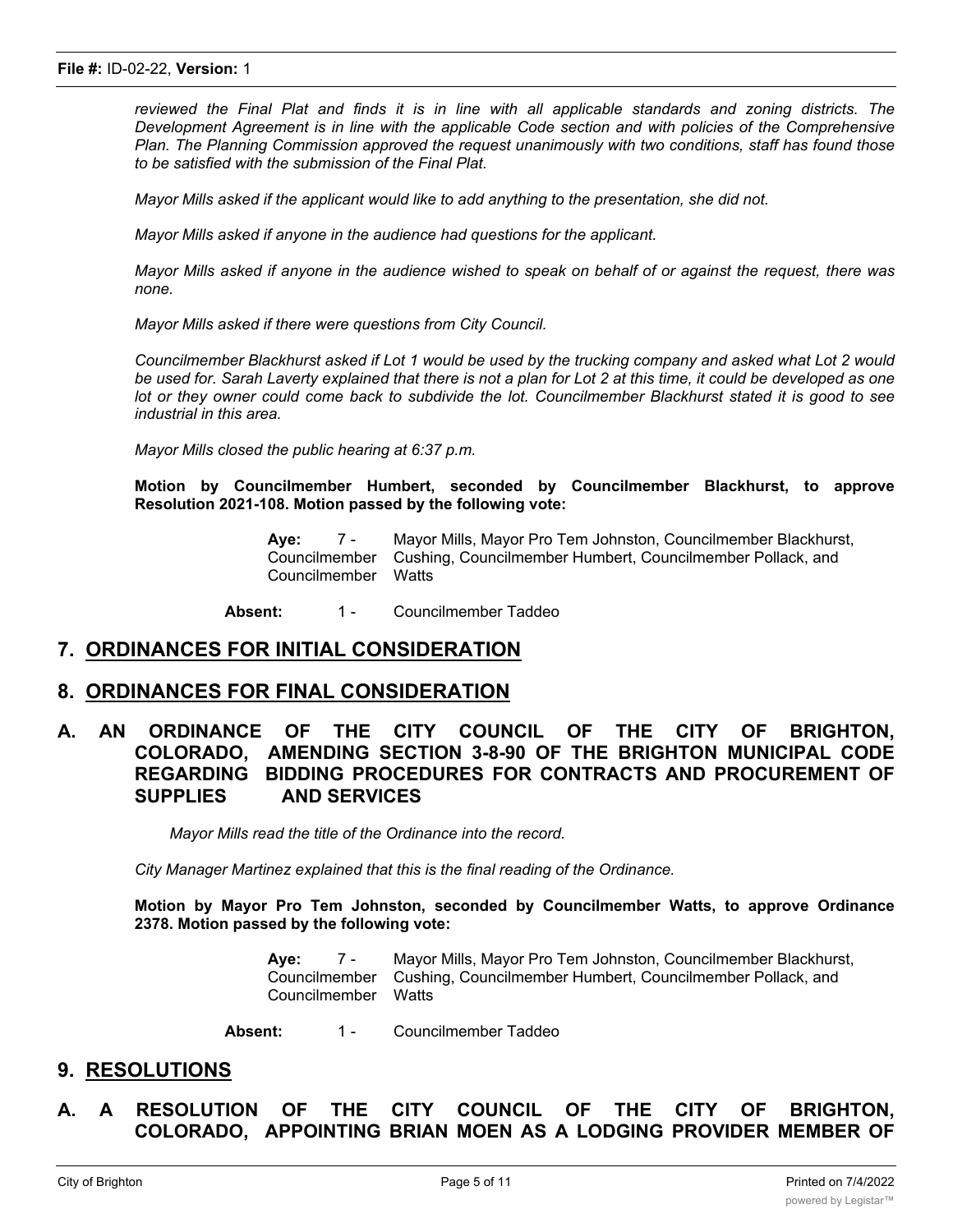*reviewed the Final Plat and finds it is in line with all applicable standards and zoning districts. The Development Agreement is in line with the applicable Code section and with policies of the Comprehensive Plan. The Planning Commission approved the request unanimously with two conditions, staff has found those to be satisfied with the submission of the Final Plat.*

*Mayor Mills asked if the applicant would like to add anything to the presentation, she did not.*

*Mayor Mills asked if anyone in the audience had questions for the applicant.*

*Mayor Mills asked if anyone in the audience wished to speak on behalf of or against the request, there was none.*

*Mayor Mills asked if there were questions from City Council.*

*Councilmember Blackhurst asked if Lot 1 would be used by the trucking company and asked what Lot 2 would be used for. Sarah Laverty explained that there is not a plan for Lot 2 at this time, it could be developed as one lot or they owner could come back to subdivide the lot. Councilmember Blackhurst stated it is good to see industrial in this area.*

*Mayor Mills closed the public hearing at 6:37 p.m.*

**Motion by Councilmember Humbert, seconded by Councilmember Blackhurst, to approve Resolution 2021-108. Motion passed by the following vote:**

**Aye:** 7 - Mayor Mills, Mayor Pro Tem Johnston, Councilmember Blackhurst, Councilmember Cushing, Councilmember Humbert, Councilmember Pollack, and Councilmember Watts

**Absent:** 1 - Councilmember Taddeo

## 7. ORDINANCES FOR INITIAL CONSIDERATION

## 8. ORDINANCES FOR FINAL CONSIDERATION

### A. AN ORDINANCE OF THE CITY COUNCIL OF THE CITY OF BRIGHTON, COLORADO, AMENDING SECTION 3-8-90 OF THE BRIGHTON MUNICIPAL CODE REGARDING BIDDING PROCEDURES FOR CONTRACTS AND PROCUREMENT OF SUPPLIES AND SERVICES

*Mayor Mills read the title of the Ordinance into the record.*

*City Manager Martinez explained that this is the final reading of the Ordinance.*

**Motion by Mayor Pro Tem Johnston, seconded by Councilmember Watts, to approve Ordinance 2378. Motion passed by the following vote:**

**Aye:** 7 - Mayor Mills, Mayor Pro Tem Johnston, Councilmember Blackhurst, Councilmember Cushing, Councilmember Humbert, Councilmember Pollack, and Councilmember Watts

**Absent:** 1 - Councilmember Taddeo

## 9. RESOLUTIONS

### A. A RESOLUTION OF THE CITY COUNCIL OF THE CITY OF BRIGHTON, COLORADO, APPOINTING BRIAN MOEN AS A LODGING PROVIDER MEMBER OF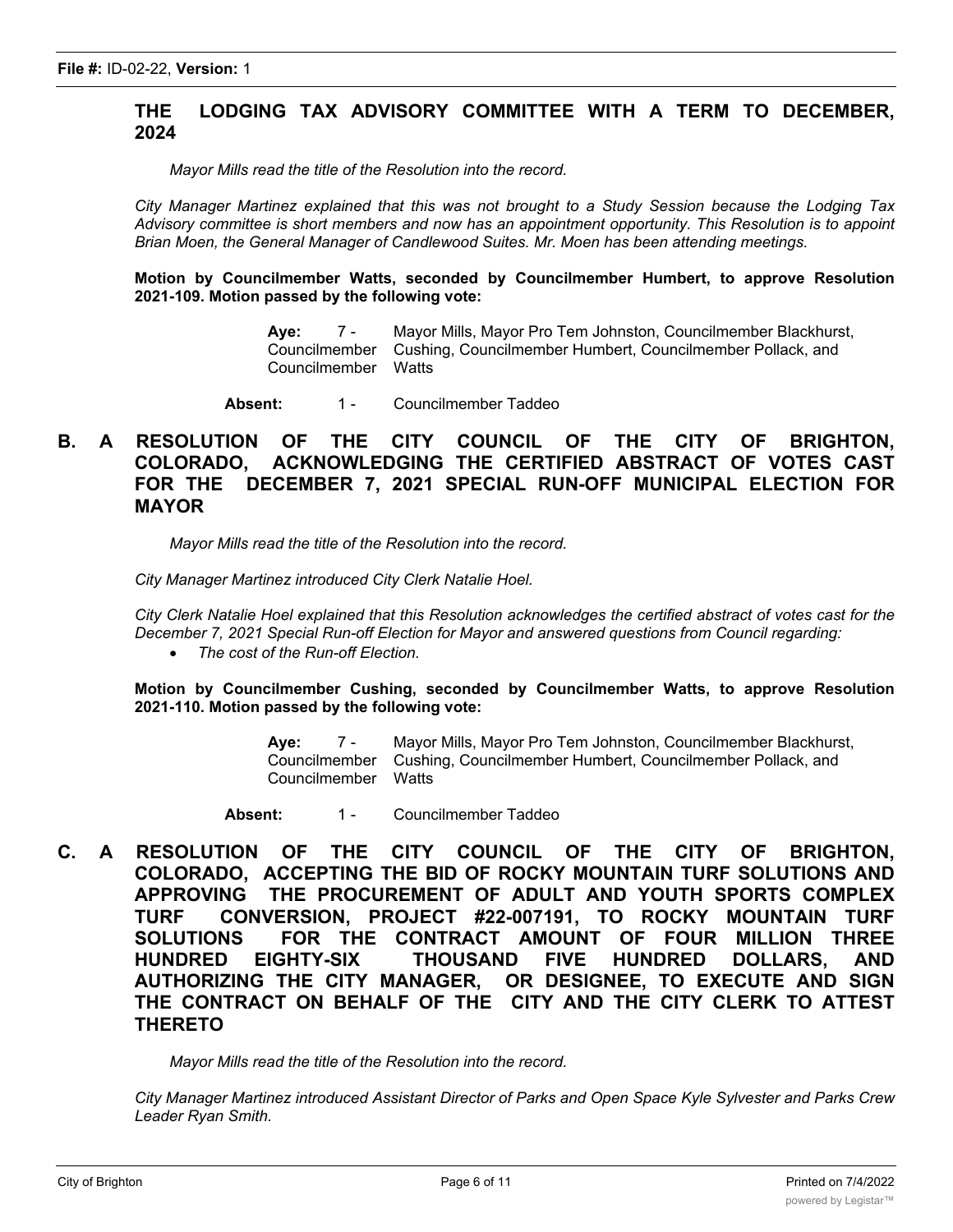**File #:** ID-02-22, **Version:** 1

**THE LODGING TAX ADVISORY COMMITTEE WITH A TERM TO DECEMBER, 2024**

*Mayor Mills read the title of the Resolution into the record.*

*City Manager Martinez explained that this was not brought to a Study Session because the Lodging Tax Advisory committee is short members and now has an appointment opportunity. This Resolution is to appoint Brian Moen, the General Manager of Candlewood Suites. Mr. Moen has been attending meetings.*

**Motion by Councilmember Watts, seconded by Councilmember Humbert, to approve Resolution 2021-109. Motion passed by the following vote:**

**Aye:** 7 - Mayor Mills, Mayor Pro Tem Johnston, Councilmember Blackhurst, Councilmember Cushing, Councilmember Humbert, Councilmember Pollack, and Councilmember Watts

**Absent:** 1 - Councilmember Taddeo

**B. A RESOLUTION OF THE CITY COUNCIL OF THE CITY OF BRIGHTON, COLORADO, ACKNOWLEDGING THE CERTIFIED ABSTRACT OF VOTES CAST FOR THE DECEMBER 7, 2021 SPECIAL RUN-OFF MUNICIPAL ELECTION FOR MAYOR**

*Mayor Mills read the title of the Resolution into the record.*

*City Manager Martinez introduced City Clerk Natalie Hoel.*

*City Clerk Natalie Hoel explained that this Resolution acknowledges the certified abstract of votes cast for the December 7, 2021 Special Run-off Election for Mayor and answered questions from Council regarding:*

- *The cost of the Run-off Election.*

**Motion by Councilmember Cushing, seconded by Councilmember Watts, to approve Resolution 2021-110. Motion passed by the following vote:**

**Aye:** 7 - Mayor Mills, Mayor Pro Tem Johnston, Councilmember Blackhurst, Councilmember Cushing, Councilmember Humbert, Councilmember Pollack, and Councilmember Watts

**Absent:** 1 - Councilmember Taddeo

**C. A RESOLUTION OF THE CITY COUNCIL OF THE CITY OF BRIGHTON, COLORADO, ACCEPTING THE BID OF ROCKY MOUNTAIN TURF SOLUTIONS AND APPROVING THE PROCUREMENT OF ADULT AND YOUTH SPORTS COMPLEX TURF CONVERSION, PROJECT #22-007191, TO ROCKY MOUNTAIN TURF SOLUTIONS FOR THE CONTRACT AMOUNT OF FOUR MILLION THREE HUNDRED EIGHTY-SIX THOUSAND FIVE HUNDRED DOLLARS, AND AUTHORIZING THE CITY MANAGER, OR DESIGNEE, TO EXECUTE AND SIGN THE CONTRACT ON BEHALF OF THE CITY AND THE CITY CLERK TO ATTEST THERETO**

*Mayor Mills read the title of the Resolution into the record.*

*City Manager Martinez introduced Assistant Director of Parks and Open Space Kyle Sylvester and Parks Crew Leader Ryan Smith.*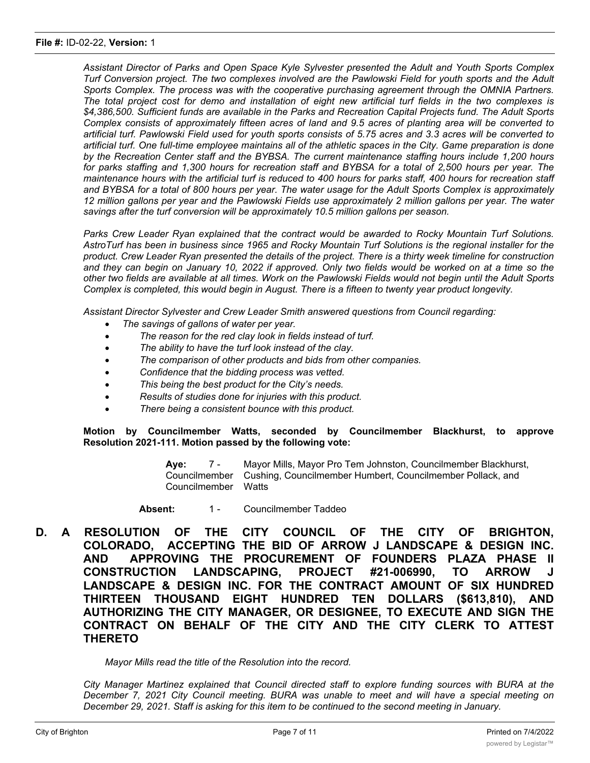*Assistant Director of Parks and Open Space Kyle Sylvester presented the Adult and Youth Sports Complex Turf Conversion project. The two complexes involved are the Pawlowski Field for youth sports and the Adult Sports Complex. The process was with the cooperative purchasing agreement through the OMNIA Partners. The total project cost for demo and installation of eight new artificial turf fields in the two complexes is $4,386,500. Sufficient funds are available in the Parks and Recreation Capital Projects fund. The Adult Sports Complex consists of approximately fifteen acres of land and 9.5 acres of planting area will be converted to artificial turf. Pawlowski Field used for youth sports consists of 5.75 acres and 3.3 acres will be converted to artificial turf. One full-time employee maintains all of the athletic spaces in the City. Game preparation is done by the Recreation Center staff and the BYBSA. The current maintenance staffing hours include 1,200 hours for parks staffing and 1,300 hours for recreation staff and BYBSA for a total of 2,500 hours per year. The maintenance hours with the artificial turf is reduced to 400 hours for parks staff, 400 hours for recreation staff and BYBSA for a total of 800 hours per year. The water usage for the Adult Sports Complex is approximately 12 million gallons per year and the Pawlowski Fields use approximately 2 million gallons per year. The water savings after the turf conversion will be approximately 10.5 million gallons per season.*

*Parks Crew Leader Ryan explained that the contract would be awarded to Rocky Mountain Turf Solutions. AstroTurf has been in business since 1965 and Rocky Mountain Turf Solutions is the regional installer for the product. Crew Leader Ryan presented the details of the project. There is a thirty week timeline for construction and they can begin on January 10, 2022 if approved. Only two fields would be worked on at a time so the other two fields are available at all times. Work on the Pawlowski Fields would not begin until the Adult Sports Complex is completed, this would begin in August. There is a fifteen to twenty year product longevity.*

*Assistant Director Sylvester and Crew Leader Smith answered questions from Council regarding:*

- *The savings of gallons of water per year.*
- *The reason for the red clay look in fields instead of turf.*
- *The ability to have the turf look instead of the clay.*
- *The comparison of other products and bids from other companies.*
- *Confidence that the bidding process was vetted.*
- *This being the best product for the City's needs.*
- *Results of studies done for injuries with this product.*
- *There being a consistent bounce with this product.*

**Motion by Councilmember Watts, seconded by Councilmember Blackhurst, to approve Resolution 2021-111. Motion passed by the following vote:**

**Aye:** 7 - Mayor Mills, Mayor Pro Tem Johnston, Councilmember Blackhurst, Councilmember Cushing, Councilmember Humbert, Councilmember Pollack, and Councilmember Watts

**Absent:** 1 - Councilmember Taddeo

**D. A RESOLUTION OF THE CITY COUNCIL OF THE CITY OF BRIGHTON, COLORADO, ACCEPTING THE BID OF ARROW J LANDSCAPE & DESIGN INC. AND APPROVING THE PROCUREMENT OF FOUNDERS PLAZA PHASE II CONSTRUCTION LANDSCAPING, PROJECT #21-006990, TO ARROW J LANDSCAPE & DESIGN INC. FOR THE CONTRACT AMOUNT OF SIX HUNDRED THIRTEEN THOUSAND EIGHT HUNDRED TEN DOLLARS ($613,810), AND AUTHORIZING THE CITY MANAGER, OR DESIGNEE, TO EXECUTE AND SIGN THE CONTRACT ON BEHALF OF THE CITY AND THE CITY CLERK TO ATTEST THERETO**

*Mayor Mills read the title of the Resolution into the record.*

*City Manager Martinez explained that Council directed staff to explore funding sources with BURA at the December 7, 2021 City Council meeting. BURA was unable to meet and will have a special meeting on December 29, 2021. Staff is asking for this item to be continued to the second meeting in January.*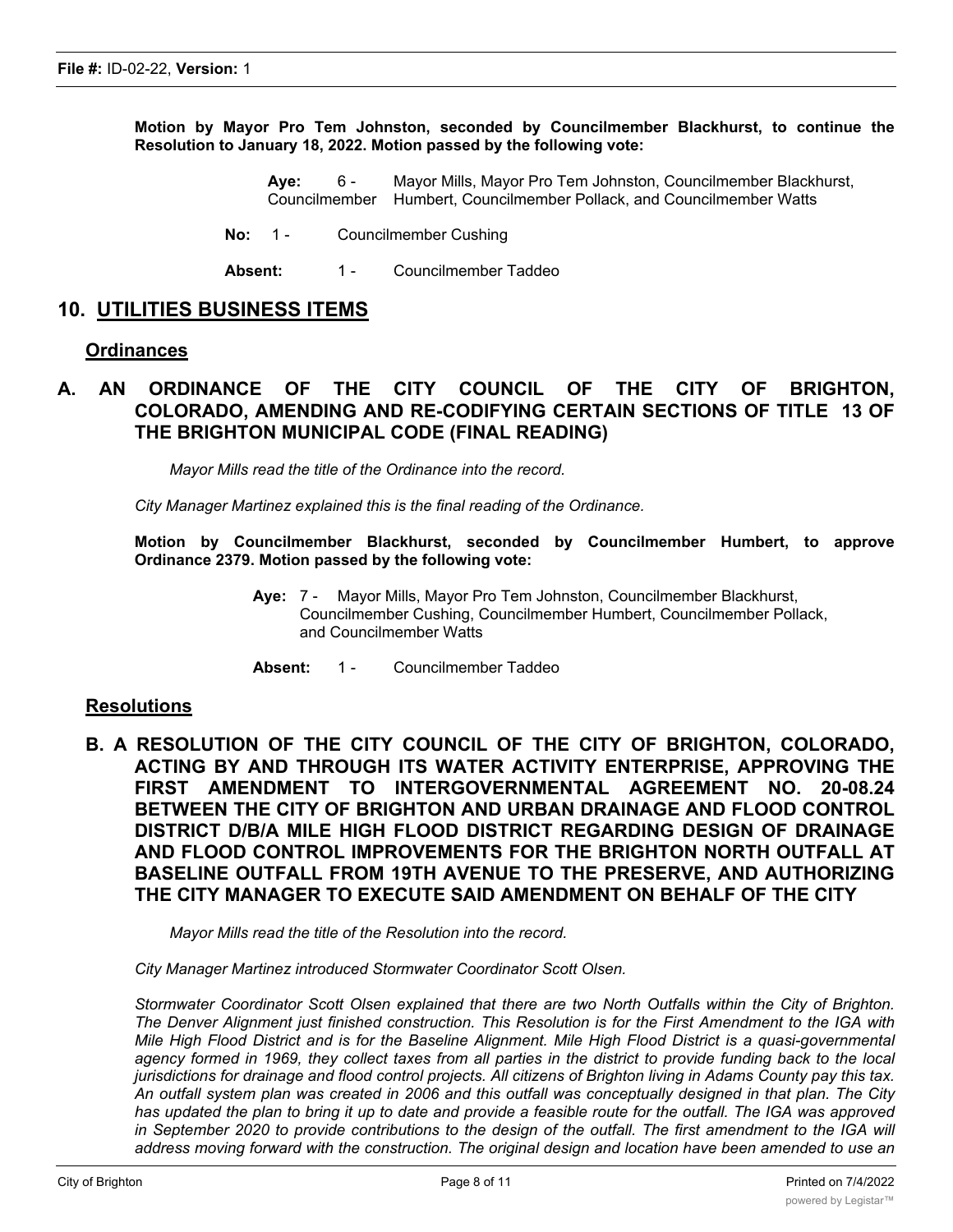**File #:** ID-02-22, **Version:** 1

**Motion by Mayor Pro Tem Johnston, seconded by Councilmember Blackhurst, to continue the Resolution to January 18, 2022. Motion passed by the following vote:**

**Aye:** 6 - Mayor Mills, Mayor Pro Tem Johnston, Councilmember Blackhurst, Councilmember Humbert, Councilmember Pollack, and Councilmember Watts

**No:** 1 - Councilmember Cushing

**Absent:** 1 - Councilmember Taddeo

## 10. UTILITIES BUSINESS ITEMS

### Ordinances

### A. AN ORDINANCE OF THE CITY COUNCIL OF THE CITY OF BRIGHTON, COLORADO, AMENDING AND RE-CODIFYING CERTAIN SECTIONS OF TITLE 13 OF THE BRIGHTON MUNICIPAL CODE (FINAL READING)

*Mayor Mills read the title of the Ordinance into the record.*

*City Manager Martinez explained this is the final reading of the Ordinance.*

**Motion by Councilmember Blackhurst, seconded by Councilmember Humbert, to approve Ordinance 2379. Motion passed by the following vote:**

**Aye:** 7 - Mayor Mills, Mayor Pro Tem Johnston, Councilmember Blackhurst, Councilmember Cushing, Councilmember Humbert, Councilmember Pollack, and Councilmember Watts

**Absent:** 1 - Councilmember Taddeo

### Resolutions

### B. A RESOLUTION OF THE CITY COUNCIL OF THE CITY OF BRIGHTON, COLORADO, ACTING BY AND THROUGH ITS WATER ACTIVITY ENTERPRISE, APPROVING THE FIRST AMENDMENT TO INTERGOVERNMENTAL AGREEMENT NO. 20-08.24 BETWEEN THE CITY OF BRIGHTON AND URBAN DRAINAGE AND FLOOD CONTROL DISTRICT D/B/A MILE HIGH FLOOD DISTRICT REGARDING DESIGN OF DRAINAGE AND FLOOD CONTROL IMPROVEMENTS FOR THE BRIGHTON NORTH OUTFALL AT BASELINE OUTFALL FROM 19TH AVENUE TO THE PRESERVE, AND AUTHORIZING THE CITY MANAGER TO EXECUTE SAID AMENDMENT ON BEHALF OF THE CITY

*Mayor Mills read the title of the Resolution into the record.*

*City Manager Martinez introduced Stormwater Coordinator Scott Olsen.*

*Stormwater Coordinator Scott Olsen explained that there are two North Outfalls within the City of Brighton. The Denver Alignment just finished construction. This Resolution is for the First Amendment to the IGA with Mile High Flood District and is for the Baseline Alignment. Mile High Flood District is a quasi-governmental agency formed in 1969, they collect taxes from all parties in the district to provide funding back to the local jurisdictions for drainage and flood control projects. All citizens of Brighton living in Adams County pay this tax. An outfall system plan was created in 2006 and this outfall was conceptually designed in that plan. The City has updated the plan to bring it up to date and provide a feasible route for the outfall. The IGA was approved in September 2020 to provide contributions to the design of the outfall. The first amendment to the IGA will address moving forward with the construction. The original design and location have been amended to use an*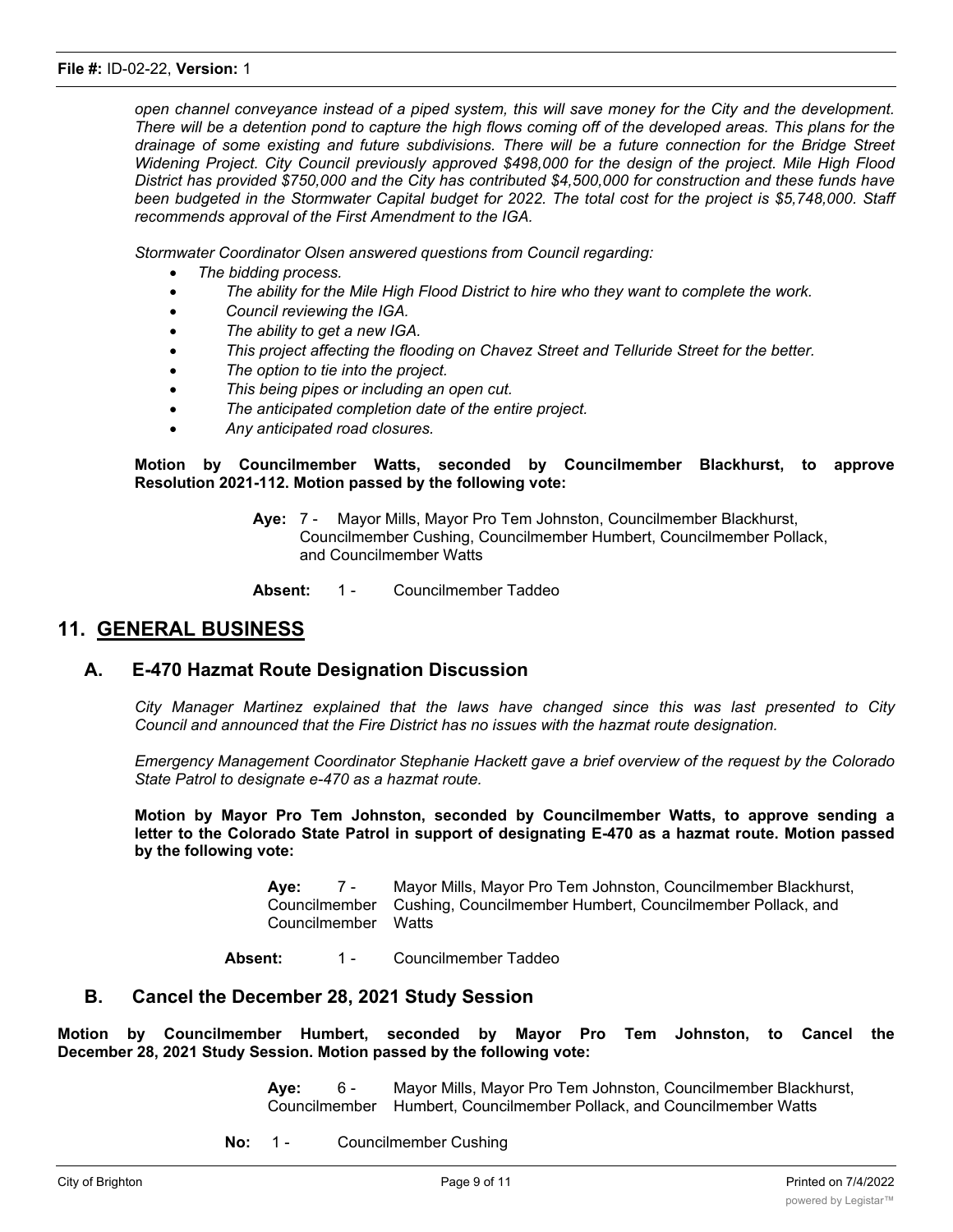*open channel conveyance instead of a piped system, this will save money for the City and the development. There will be a detention pond to capture the high flows coming off of the developed areas. This plans for the drainage of some existing and future subdivisions. There will be a future connection for the Bridge Street Widening Project. City Council previously approved $498,000 for the design of the project. Mile High Flood District has provided $750,000 and the City has contributed $4,500,000 for construction and these funds have been budgeted in the Stormwater Capital budget for 2022. The total cost for the project is $5,748,000. Staff recommends approval of the First Amendment to the IGA.*

*Stormwater Coordinator Olsen answered questions from Council regarding:*

- *The bidding process.*
- *The ability for the Mile High Flood District to hire who they want to complete the work.*
- *Council reviewing the IGA.*
- *The ability to get a new IGA.*
- *This project affecting the flooding on Chavez Street and Telluride Street for the better.*
- *The option to tie into the project.*
- *This being pipes or including an open cut.*
- *The anticipated completion date of the entire project.*
- *Any anticipated road closures.*

**Motion by Councilmember Watts, seconded by Councilmember Blackhurst, to approve Resolution 2021-112. Motion passed by the following vote:**

**Aye:** 7 - Mayor Mills, Mayor Pro Tem Johnston, Councilmember Blackhurst, Councilmember Cushing, Councilmember Humbert, Councilmember Pollack, and Councilmember Watts

**Absent:** 1 - Councilmember Taddeo

## 11. GENERAL BUSINESS

### A. E-470 Hazmat Route Designation Discussion

*City Manager Martinez explained that the laws have changed since this was last presented to City Council and announced that the Fire District has no issues with the hazmat route designation.*

*Emergency Management Coordinator Stephanie Hackett gave a brief overview of the request by the Colorado State Patrol to designate e-470 as a hazmat route.*

**Motion by Mayor Pro Tem Johnston, seconded by Councilmember Watts, to approve sending a letter to the Colorado State Patrol in support of designating E-470 as a hazmat route. Motion passed by the following vote:**

**Aye:** 7 - Mayor Mills, Mayor Pro Tem Johnston, Councilmember Blackhurst, Councilmember Cushing, Councilmember Humbert, Councilmember Pollack, and Councilmember Watts

**Absent:** 1 - Councilmember Taddeo

### B. Cancel the December 28, 2021 Study Session

**Motion by Councilmember Humbert, seconded by Mayor Pro Tem Johnston, to Cancel the December 28, 2021 Study Session. Motion passed by the following vote:**

**Aye:** 6 - Mayor Mills, Mayor Pro Tem Johnston, Councilmember Blackhurst, Councilmember Humbert, Councilmember Pollack, and Councilmember Watts

**No:** 1 - Councilmember Cushing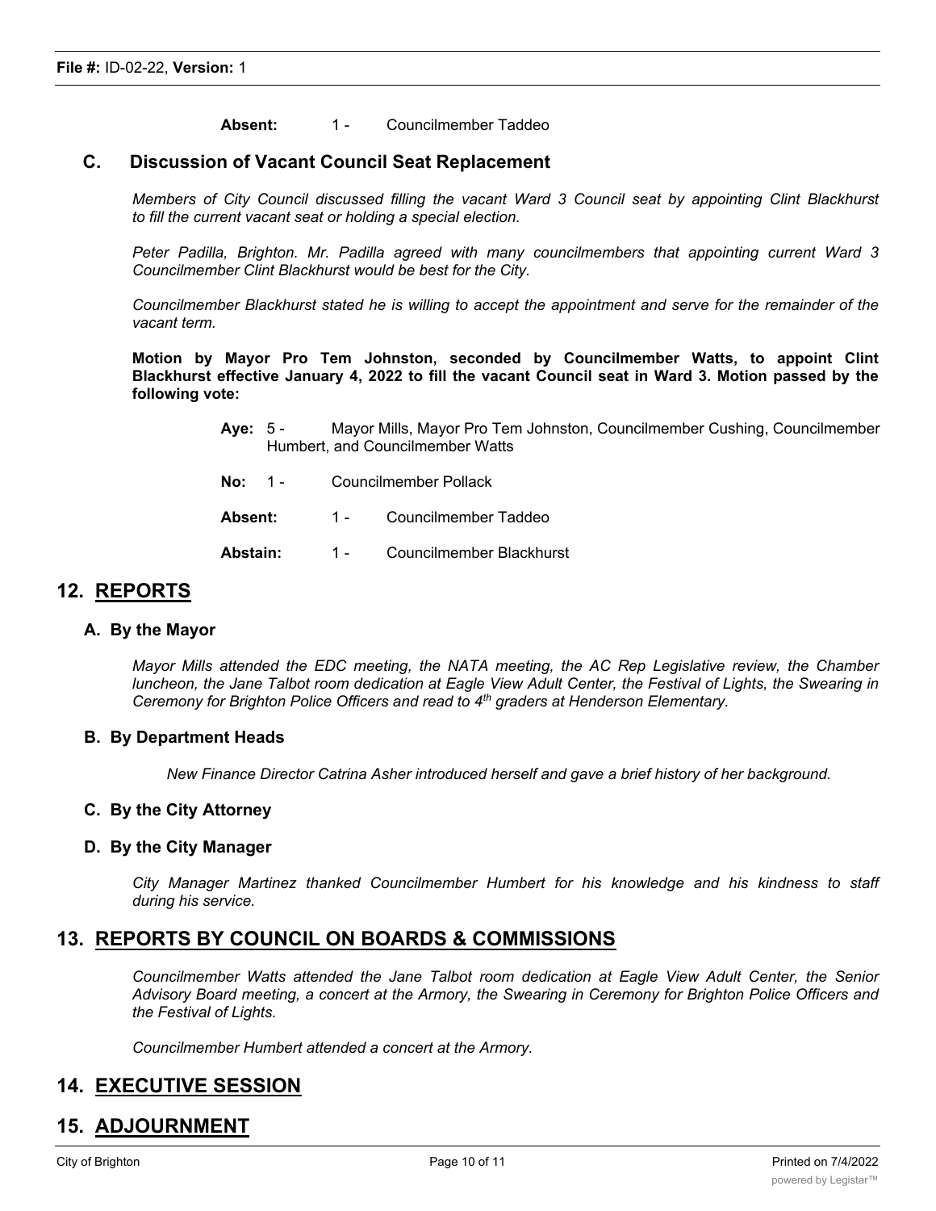**Absent:** 1 - Councilmember Taddeo

### C. Discussion of Vacant Council Seat Replacement

*Members of City Council discussed filling the vacant Ward 3 Council seat by appointing Clint Blackhurst to fill the current vacant seat or holding a special election.*

*Peter Padilla, Brighton. Mr. Padilla agreed with many councilmembers that appointing current Ward 3 Councilmember Clint Blackhurst would be best for the City.*

*Councilmember Blackhurst stated he is willing to accept the appointment and serve for the remainder of the vacant term.*

**Motion by Mayor Pro Tem Johnston, seconded by Councilmember Watts, to appoint Clint Blackhurst effective January 4, 2022 to fill the vacant Council seat in Ward 3. Motion passed by the following vote:**

**Aye:** 5 - Mayor Mills, Mayor Pro Tem Johnston, Councilmember Cushing, Councilmember Humbert, and Councilmember Watts

**No:** 1 - Councilmember Pollack

**Absent:** 1 - Councilmember Taddeo

**Abstain:** 1 - Councilmember Blackhurst

## 12. REPORTS

### A. By the Mayor

*Mayor Mills attended the EDC meeting, the NATA meeting, the AC Rep Legislative review, the Chamber luncheon, the Jane Talbot room dedication at Eagle View Adult Center, the Festival of Lights, the Swearing in Ceremony for Brighton Police Officers and read to 4th graders at Henderson Elementary.*

### B. By Department Heads

*New Finance Director Catrina Asher introduced herself and gave a brief history of her background.*

### C. By the City Attorney

### D. By the City Manager

*City Manager Martinez thanked Councilmember Humbert for his knowledge and his kindness to staff during his service.*

## 13. REPORTS BY COUNCIL ON BOARDS & COMMISSIONS

*Councilmember Watts attended the Jane Talbot room dedication at Eagle View Adult Center, the Senior Advisory Board meeting, a concert at the Armory, the Swearing in Ceremony for Brighton Police Officers and the Festival of Lights.*

*Councilmember Humbert attended a concert at the Armory.*

## 14. EXECUTIVE SESSION

## 15. ADJOURNMENT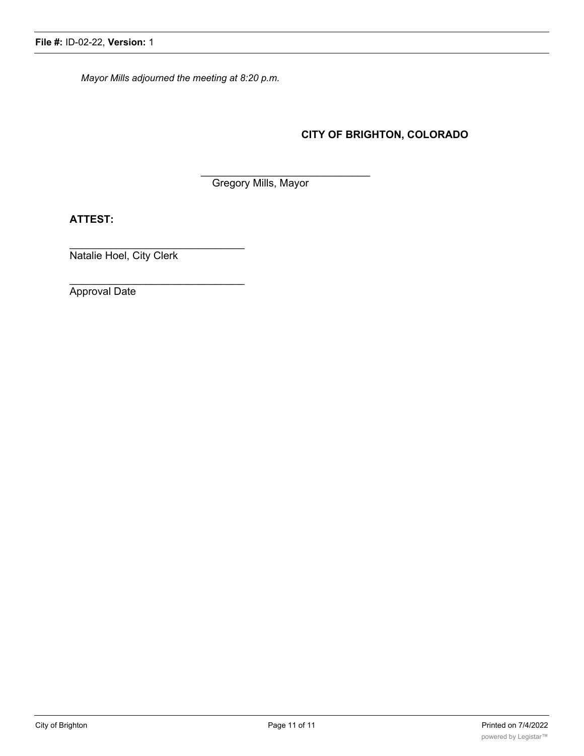*Mayor Mills adjourned the meeting at 8:20 p.m.*

**CITY OF BRIGHTON, COLORADO**

\_\_\_\_\_\_\_\_\_\_\_\_\_\_\_\_\_\_\_\_\_\_\_\_\_\_\_\_\_\_

Gregory Mills, Mayor

**ATTEST:**

\_\_\_\_\_\_\_\_\_\_\_\_\_\_\_\_\_\_\_\_\_\_\_\_\_\_\_\_\_\_

Natalie Hoel, City Clerk

\_\_\_\_\_\_\_\_\_\_\_\_\_\_\_\_\_\_\_\_\_\_\_\_\_\_\_\_\_\_

Approval Date